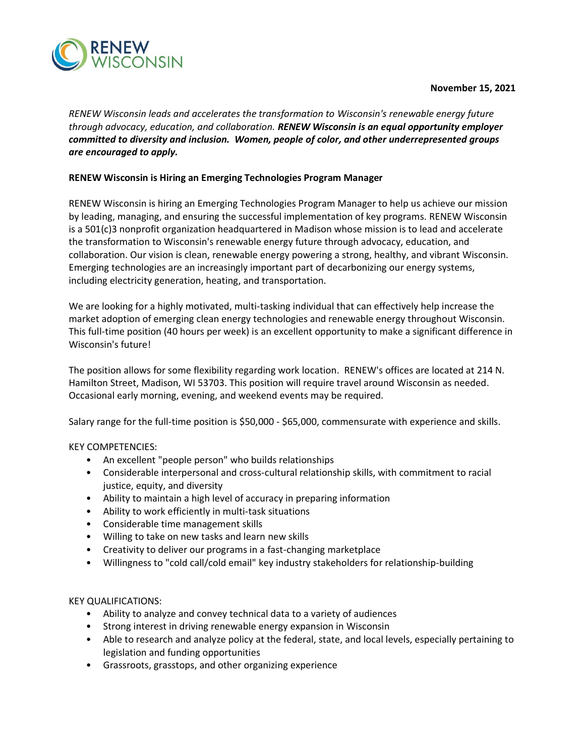RENEW WISCONSIN

**November 15, 2021**

*RENEW Wisconsin leads and accelerates the transformation to Wisconsin's renewable energy future through advocacy, education, and collaboration.* ***RENEW Wisconsin is an equal opportunity employer committed to diversity and inclusion. Women, people of color, and other underrepresented groups are encouraged to apply.***

**RENEW Wisconsin is Hiring an Emerging Technologies Program Manager**

RENEW Wisconsin is hiring an Emerging Technologies Program Manager to help us achieve our mission by leading, managing, and ensuring the successful implementation of key programs. RENEW Wisconsin is a 501(c)3 nonprofit organization headquartered in Madison whose mission is to lead and accelerate the transformation to Wisconsin's renewable energy future through advocacy, education, and collaboration. Our vision is clean, renewable energy powering a strong, healthy, and vibrant Wisconsin. Emerging technologies are an increasingly important part of decarbonizing our energy systems, including electricity generation, heating, and transportation.

We are looking for a highly motivated, multi-tasking individual that can effectively help increase the market adoption of emerging clean energy technologies and renewable energy throughout Wisconsin. This full-time position (40 hours per week) is an excellent opportunity to make a significant difference in Wisconsin's future!

The position allows for some flexibility regarding work location. RENEW's offices are located at 214 N. Hamilton Street, Madison, WI 53703. This position will require travel around Wisconsin as needed. Occasional early morning, evening, and weekend events may be required.

Salary range for the full-time position is $50,000 - $65,000, commensurate with experience and skills.

KEY COMPETENCIES:

- An excellent "people person" who builds relationships
- Considerable interpersonal and cross-cultural relationship skills, with commitment to racial justice, equity, and diversity
- Ability to maintain a high level of accuracy in preparing information
- Ability to work efficiently in multi-task situations
- Considerable time management skills
- Willing to take on new tasks and learn new skills
- Creativity to deliver our programs in a fast-changing marketplace
- Willingness to "cold call/cold email" key industry stakeholders for relationship-building

KEY QUALIFICATIONS:

- Ability to analyze and convey technical data to a variety of audiences
- Strong interest in driving renewable energy expansion in Wisconsin
- Able to research and analyze policy at the federal, state, and local levels, especially pertaining to legislation and funding opportunities
- Grassroots, grasstops, and other organizing experience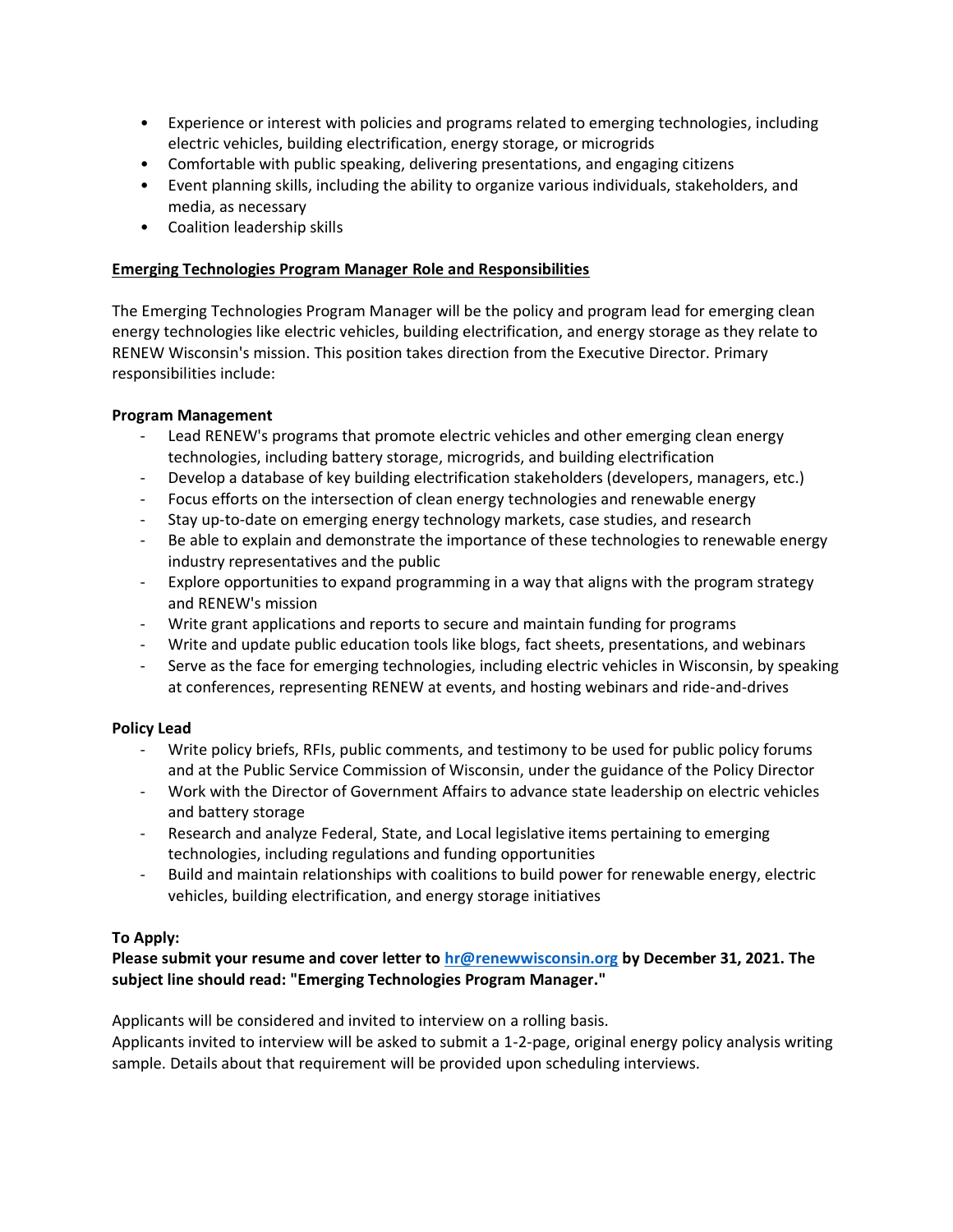- Experience or interest with policies and programs related to emerging technologies, including electric vehicles, building electrification, energy storage, or microgrids
- Comfortable with public speaking, delivering presentations, and engaging citizens
- Event planning skills, including the ability to organize various individuals, stakeholders, and media, as necessary
- Coalition leadership skills

**Emerging Technologies Program Manager Role and Responsibilities**

The Emerging Technologies Program Manager will be the policy and program lead for emerging clean energy technologies like electric vehicles, building electrification, and energy storage as they relate to RENEW Wisconsin's mission. This position takes direction from the Executive Director. Primary responsibilities include:

**Program Management**

- Lead RENEW's programs that promote electric vehicles and other emerging clean energy technologies, including battery storage, microgrids, and building electrification
- Develop a database of key building electrification stakeholders (developers, managers, etc.)
- Focus efforts on the intersection of clean energy technologies and renewable energy
- Stay up-to-date on emerging energy technology markets, case studies, and research
- Be able to explain and demonstrate the importance of these technologies to renewable energy industry representatives and the public
- Explore opportunities to expand programming in a way that aligns with the program strategy and RENEW's mission
- Write grant applications and reports to secure and maintain funding for programs
- Write and update public education tools like blogs, fact sheets, presentations, and webinars
- Serve as the face for emerging technologies, including electric vehicles in Wisconsin, by speaking at conferences, representing RENEW at events, and hosting webinars and ride-and-drives

**Policy Lead**

- Write policy briefs, RFIs, public comments, and testimony to be used for public policy forums and at the Public Service Commission of Wisconsin, under the guidance of the Policy Director
- Work with the Director of Government Affairs to advance state leadership on electric vehicles and battery storage
- Research and analyze Federal, State, and Local legislative items pertaining to emerging technologies, including regulations and funding opportunities
- Build and maintain relationships with coalitions to build power for renewable energy, electric vehicles, building electrification, and energy storage initiatives

**To Apply:**

**Please submit your resume and cover letter to hr@renewwisconsin.org by December 31, 2021. The subject line should read: "Emerging Technologies Program Manager."**

Applicants will be considered and invited to interview on a rolling basis.
Applicants invited to interview will be asked to submit a 1-2-page, original energy policy analysis writing sample. Details about that requirement will be provided upon scheduling interviews.